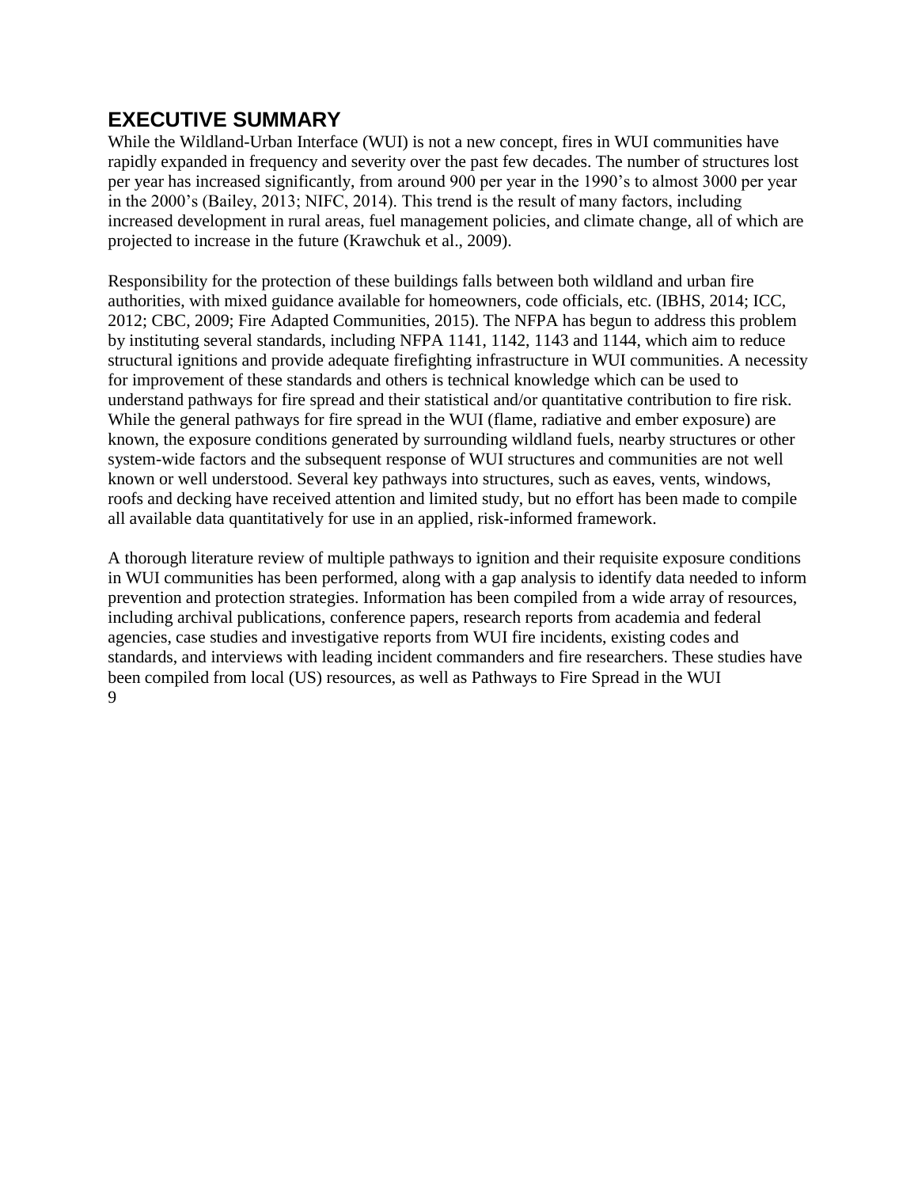## EXECUTIVE SUMMARY

While the Wildland-Urban Interface (WUI) is not a new concept, fires in WUI communities have rapidly expanded in frequency and severity over the past few decades. The number of structures lost per year has increased significantly, from around 900 per year in the 1990's to almost 3000 per year in the 2000's (Bailey, 2013; NIFC, 2014). This trend is the result of many factors, including increased development in rural areas, fuel management policies, and climate change, all of which are projected to increase in the future (Krawchuk et al., 2009).

Responsibility for the protection of these buildings falls between both wildland and urban fire authorities, with mixed guidance available for homeowners, code officials, etc. (IBHS, 2014; ICC, 2012; CBC, 2009; Fire Adapted Communities, 2015). The NFPA has begun to address this problem by instituting several standards, including NFPA 1141, 1142, 1143 and 1144, which aim to reduce structural ignitions and provide adequate firefighting infrastructure in WUI communities. A necessity for improvement of these standards and others is technical knowledge which can be used to understand pathways for fire spread and their statistical and/or quantitative contribution to fire risk. While the general pathways for fire spread in the WUI (flame, radiative and ember exposure) are known, the exposure conditions generated by surrounding wildland fuels, nearby structures or other system-wide factors and the subsequent response of WUI structures and communities are not well known or well understood. Several key pathways into structures, such as eaves, vents, windows, roofs and decking have received attention and limited study, but no effort has been made to compile all available data quantitatively for use in an applied, risk-informed framework.

A thorough literature review of multiple pathways to ignition and their requisite exposure conditions in WUI communities has been performed, along with a gap analysis to identify data needed to inform prevention and protection strategies. Information has been compiled from a wide array of resources, including archival publications, conference papers, research reports from academia and federal agencies, case studies and investigative reports from WUI fire incidents, existing codes and standards, and interviews with leading incident commanders and fire researchers. These studies have been compiled from local (US) resources, as well as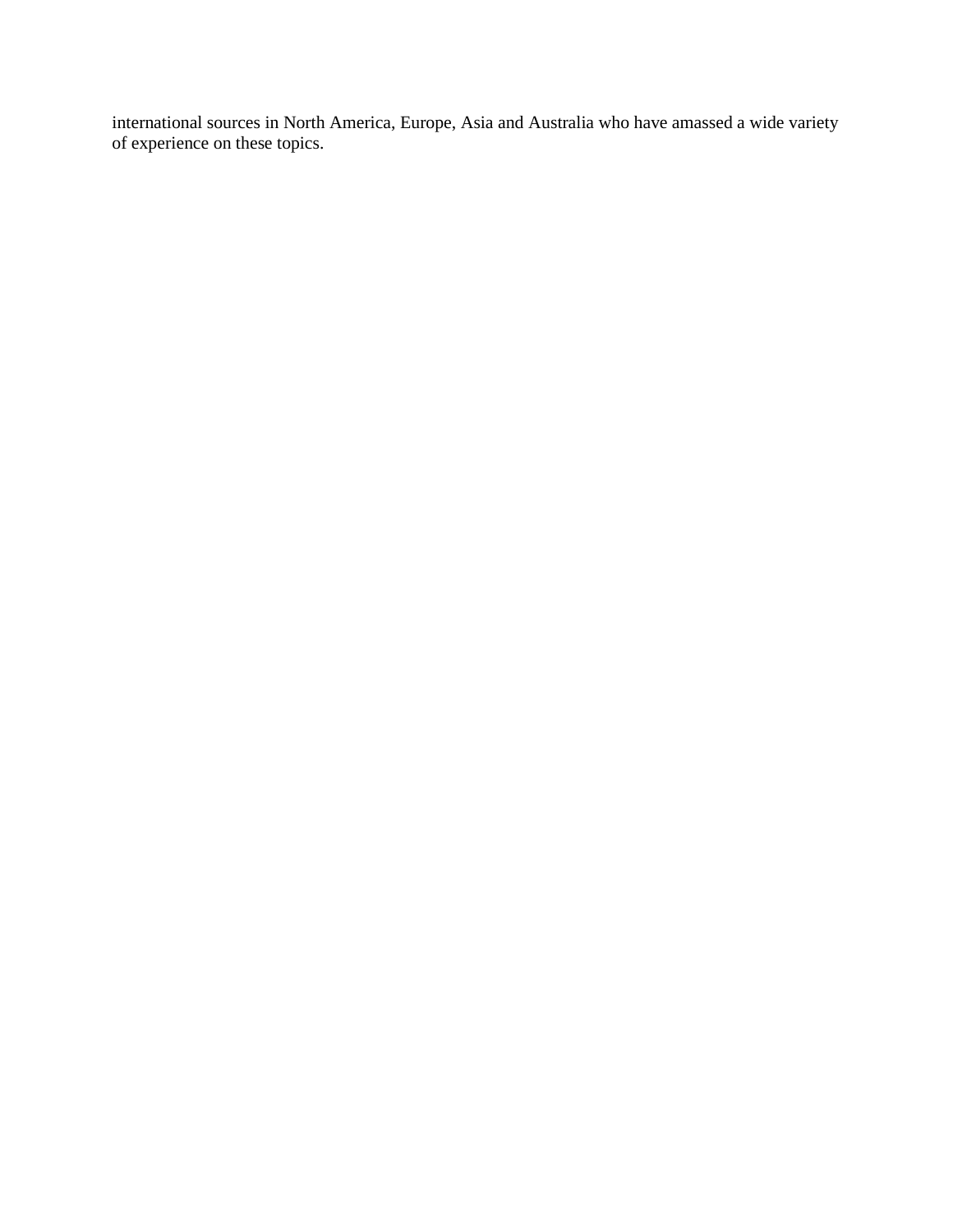international sources in North America, Europe, Asia and Australia who have amassed a wide variety of experience on these topics.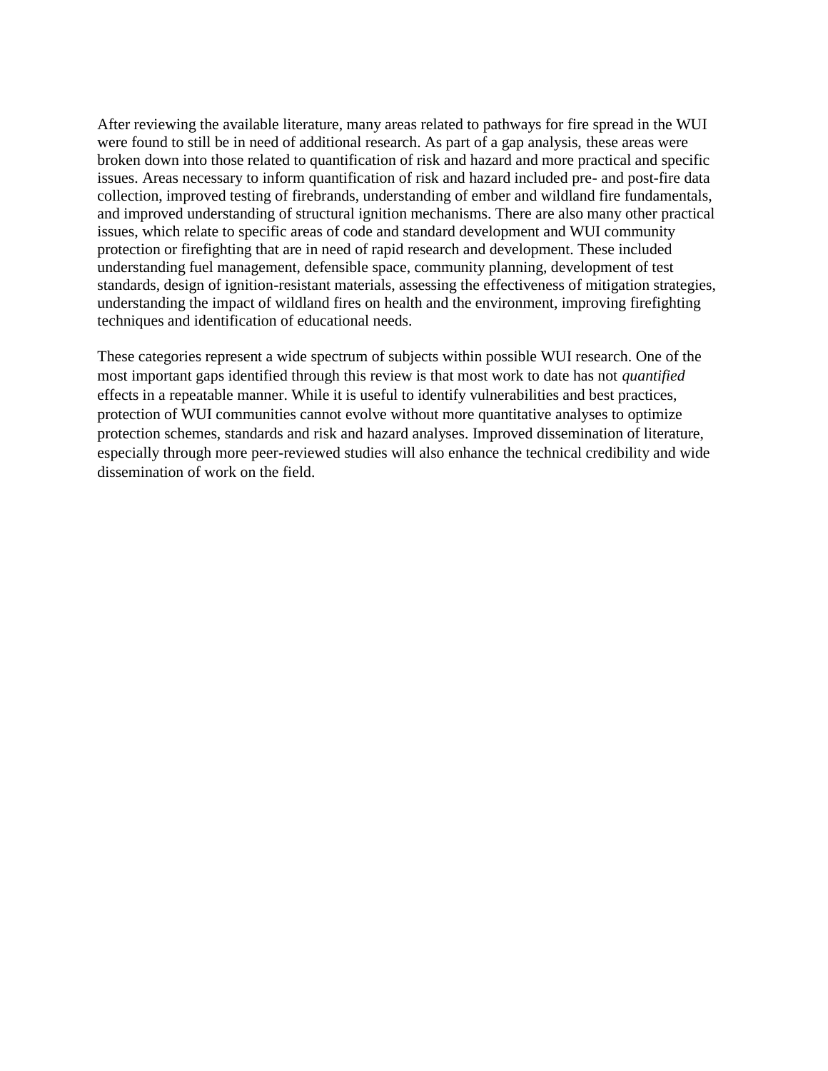After reviewing the available literature, many areas related to pathways for fire spread in the WUI were found to still be in need of additional research. As part of a gap analysis, these areas were broken down into those related to quantification of risk and hazard and more practical and specific issues. Areas necessary to inform quantification of risk and hazard included pre- and post-fire data collection, improved testing of firebrands, understanding of ember and wildland fire fundamentals, and improved understanding of structural ignition mechanisms. There are also many other practical issues, which relate to specific areas of code and standard development and WUI community protection or firefighting that are in need of rapid research and development. These included understanding fuel management, defensible space, community planning, development of test standards, design of ignition-resistant materials, assessing the effectiveness of mitigation strategies, understanding the impact of wildland fires on health and the environment, improving firefighting techniques and identification of educational needs.

These categories represent a wide spectrum of subjects within possible WUI research. One of the most important gaps identified through this review is that most work to date has not *quantified* effects in a repeatable manner. While it is useful to identify vulnerabilities and best practices, protection of WUI communities cannot evolve without more quantitative analyses to optimize protection schemes, standards and risk and hazard analyses. Improved dissemination of literature, especially through more peer-reviewed studies will also enhance the technical credibility and wide dissemination of work on the field.